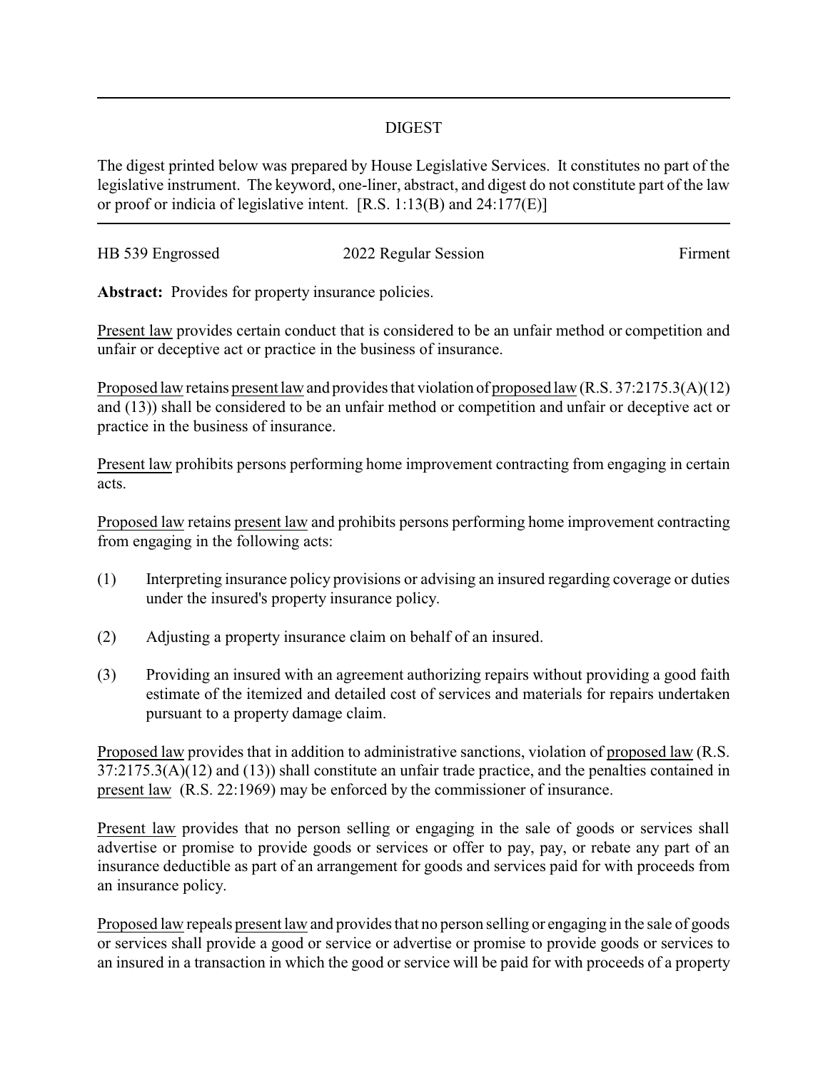# DIGEST

The digest printed below was prepared by House Legislative Services. It constitutes no part of the legislative instrument. The keyword, one-liner, abstract, and digest do not constitute part of the law or proof or indicia of legislative intent. [R.S. 1:13(B) and 24:177(E)]

HB 539 Engrossed | 2022 Regular Session | Firment

**Abstract:** Provides for property insurance policies.

Present law provides certain conduct that is considered to be an unfair method or competition and unfair or deceptive act or practice in the business of insurance.

Proposed law retains present law and provides that violation of proposed law (R.S. 37:2175.3(A)(12) and (13)) shall be considered to be an unfair method or competition and unfair or deceptive act or practice in the business of insurance.

Present law prohibits persons performing home improvement contracting from engaging in certain acts.

Proposed law retains present law and prohibits persons performing home improvement contracting from engaging in the following acts:

(1) Interpreting insurance policy provisions or advising an insured regarding coverage or duties under the insured's property insurance policy.

(2) Adjusting a property insurance claim on behalf of an insured.

(3) Providing an insured with an agreement authorizing repairs without providing a good faith estimate of the itemized and detailed cost of services and materials for repairs undertaken pursuant to a property damage claim.

Proposed law provides that in addition to administrative sanctions, violation of proposed law (R.S. 37:2175.3(A)(12) and (13)) shall constitute an unfair trade practice, and the penalties contained in present law (R.S. 22:1969) may be enforced by the commissioner of insurance.

Present law provides that no person selling or engaging in the sale of goods or services shall advertise or promise to provide goods or services or offer to pay, pay, or rebate any part of an insurance deductible as part of an arrangement for goods and services paid for with proceeds from an insurance policy.

Proposed law repeals present law and provides that no person selling or engaging in the sale of goods or services shall provide a good or service or advertise or promise to provide goods or services to an insured in a transaction in which the good or service will be paid for with proceeds of a property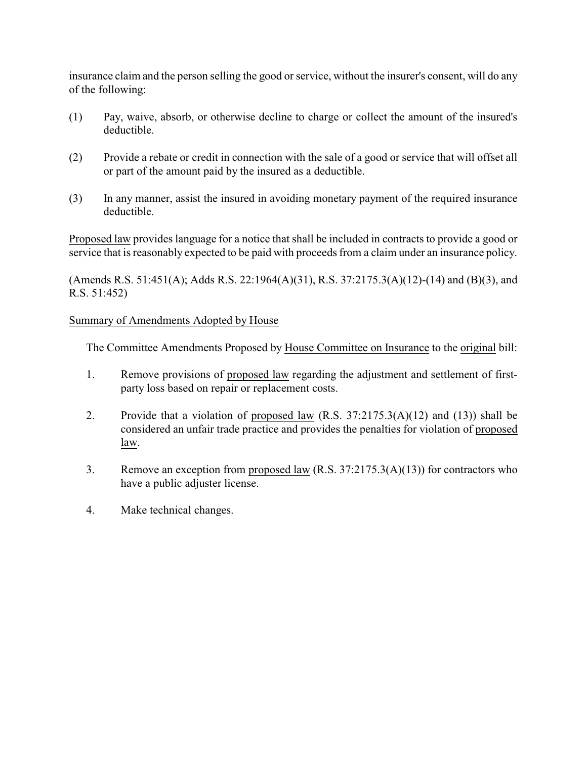insurance claim and the person selling the good or service, without the insurer's consent, will do any of the following:

(1) Pay, waive, absorb, or otherwise decline to charge or collect the amount of the insured's deductible.

(2) Provide a rebate or credit in connection with the sale of a good or service that will offset all or part of the amount paid by the insured as a deductible.

(3) In any manner, assist the insured in avoiding monetary payment of the required insurance deductible.

Proposed law provides language for a notice that shall be included in contracts to provide a good or service that is reasonably expected to be paid with proceeds from a claim under an insurance policy.

(Amends R.S. 51:451(A); Adds R.S. 22:1964(A)(31), R.S. 37:2175.3(A)(12)-(14) and (B)(3), and R.S. 51:452)

Summary of Amendments Adopted by House

The Committee Amendments Proposed by House Committee on Insurance to the original bill:

1. Remove provisions of proposed law regarding the adjustment and settlement of first-party loss based on repair or replacement costs.

2. Provide that a violation of proposed law (R.S. 37:2175.3(A)(12) and (13)) shall be considered an unfair trade practice and provides the penalties for violation of proposed law.

3. Remove an exception from proposed law (R.S. 37:2175.3(A)(13)) for contractors who have a public adjuster license.

4. Make technical changes.